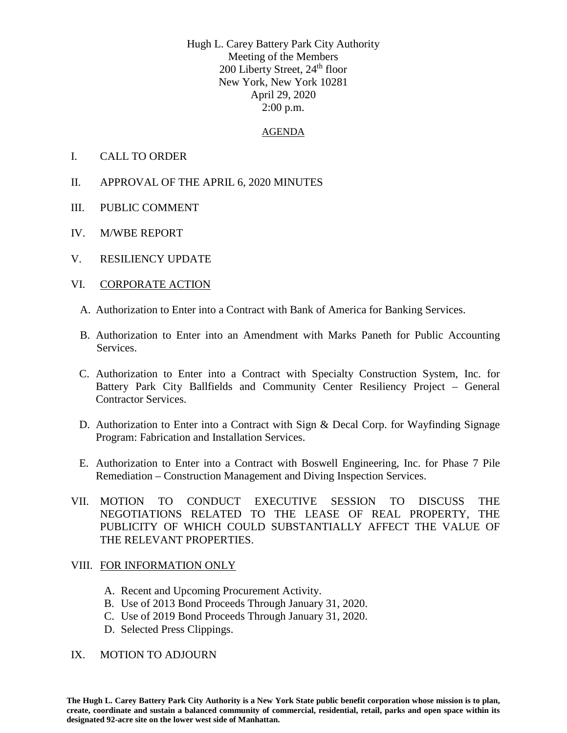Hugh L. Carey Battery Park City Authority
Meeting of the Members
200 Liberty Street, 24th floor
New York, New York 10281
April 29, 2020
2:00 p.m.

## AGENDA

I. CALL TO ORDER

II. APPROVAL OF THE APRIL 6, 2020 MINUTES

III. PUBLIC COMMENT

IV. M/WBE REPORT

V. RESILIENCY UPDATE

VI. CORPORATE ACTION

A. Authorization to Enter into a Contract with Bank of America for Banking Services.

B. Authorization to Enter into an Amendment with Marks Paneth for Public Accounting Services.

C. Authorization to Enter into a Contract with Specialty Construction System, Inc. for Battery Park City Ballfields and Community Center Resiliency Project – General Contractor Services.

D. Authorization to Enter into a Contract with Sign & Decal Corp. for Wayfinding Signage Program: Fabrication and Installation Services.

E. Authorization to Enter into a Contract with Boswell Engineering, Inc. for Phase 7 Pile Remediation – Construction Management and Diving Inspection Services.

VII. MOTION TO CONDUCT EXECUTIVE SESSION TO DISCUSS THE NEGOTIATIONS RELATED TO THE LEASE OF REAL PROPERTY, THE PUBLICITY OF WHICH COULD SUBSTANTIALLY AFFECT THE VALUE OF THE RELEVANT PROPERTIES.

VIII. FOR INFORMATION ONLY

A. Recent and Upcoming Procurement Activity.
B. Use of 2013 Bond Proceeds Through January 31, 2020.
C. Use of 2019 Bond Proceeds Through January 31, 2020.
D. Selected Press Clippings.

IX. MOTION TO ADJOURN

**The Hugh L. Carey Battery Park City Authority is a New York State public benefit corporation whose mission is to plan, create, coordinate and sustain a balanced community of commercial, residential, retail, parks and open space within its designated 92-acre site on the lower west side of Manhattan.**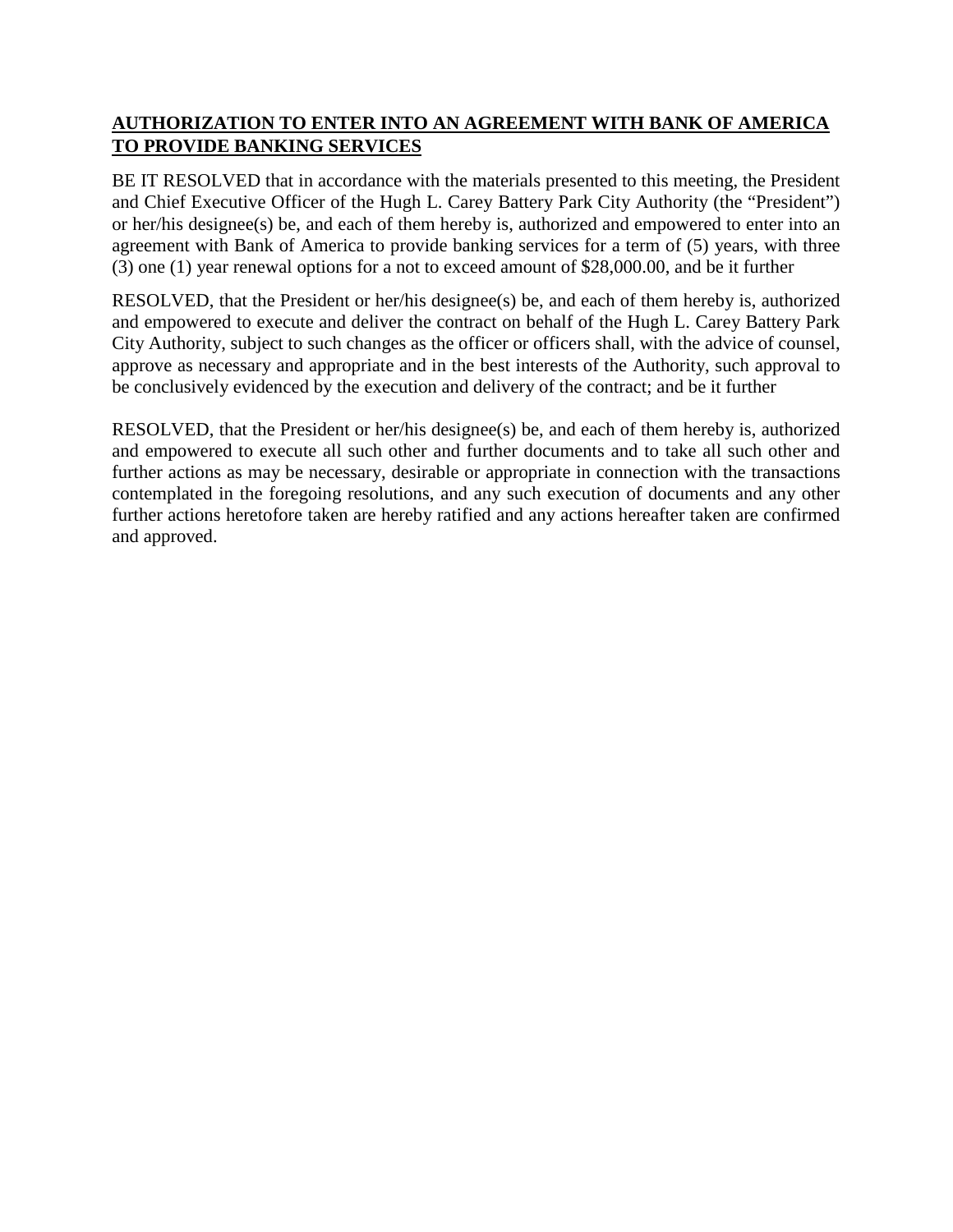## **AUTHORIZATION TO ENTER INTO AN AGREEMENT WITH BANK OF AMERICA TO PROVIDE BANKING SERVICES**

BE IT RESOLVED that in accordance with the materials presented to this meeting, the President and Chief Executive Officer of the Hugh L. Carey Battery Park City Authority (the "President") or her/his designee(s) be, and each of them hereby is, authorized and empowered to enter into an agreement with Bank of America to provide banking services for a term of (5) years, with three (3) one (1) year renewal options for a not to exceed amount of $28,000.00, and be it further

RESOLVED, that the President or her/his designee(s) be, and each of them hereby is, authorized and empowered to execute and deliver the contract on behalf of the Hugh L. Carey Battery Park City Authority, subject to such changes as the officer or officers shall, with the advice of counsel, approve as necessary and appropriate and in the best interests of the Authority, such approval to be conclusively evidenced by the execution and delivery of the contract; and be it further

RESOLVED, that the President or her/his designee(s) be, and each of them hereby is, authorized and empowered to execute all such other and further documents and to take all such other and further actions as may be necessary, desirable or appropriate in connection with the transactions contemplated in the foregoing resolutions, and any such execution of documents and any other further actions heretofore taken are hereby ratified and any actions hereafter taken are confirmed and approved.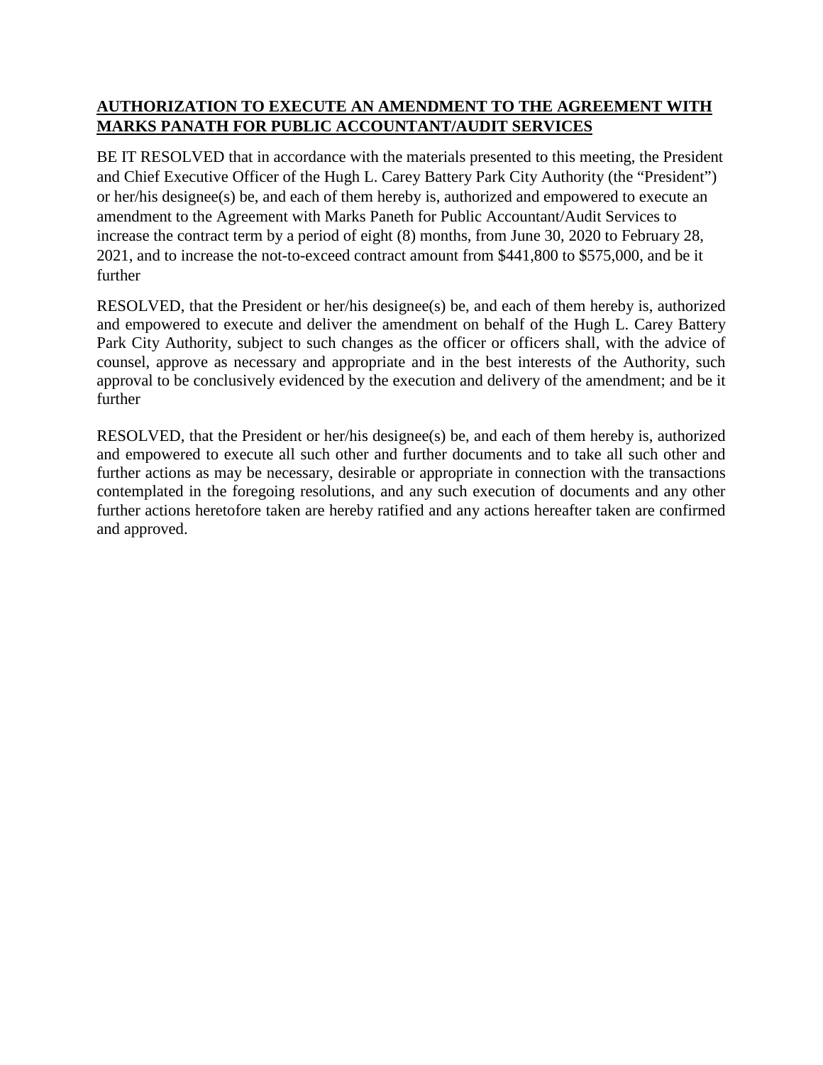**AUTHORIZATION TO EXECUTE AN AMENDMENT TO THE AGREEMENT WITH MARKS PANATH FOR PUBLIC ACCOUNTANT/AUDIT SERVICES**

BE IT RESOLVED that in accordance with the materials presented to this meeting, the President and Chief Executive Officer of the Hugh L. Carey Battery Park City Authority (the "President") or her/his designee(s) be, and each of them hereby is, authorized and empowered to execute an amendment to the Agreement with Marks Paneth for Public Accountant/Audit Services to increase the contract term by a period of eight (8) months, from June 30, 2020 to February 28, 2021, and to increase the not-to-exceed contract amount from $441,800 to $575,000, and be it further

RESOLVED, that the President or her/his designee(s) be, and each of them hereby is, authorized and empowered to execute and deliver the amendment on behalf of the Hugh L. Carey Battery Park City Authority, subject to such changes as the officer or officers shall, with the advice of counsel, approve as necessary and appropriate and in the best interests of the Authority, such approval to be conclusively evidenced by the execution and delivery of the amendment; and be it further

RESOLVED, that the President or her/his designee(s) be, and each of them hereby is, authorized and empowered to execute all such other and further documents and to take all such other and further actions as may be necessary, desirable or appropriate in connection with the transactions contemplated in the foregoing resolutions, and any such execution of documents and any other further actions heretofore taken are hereby ratified and any actions hereafter taken are confirmed and approved.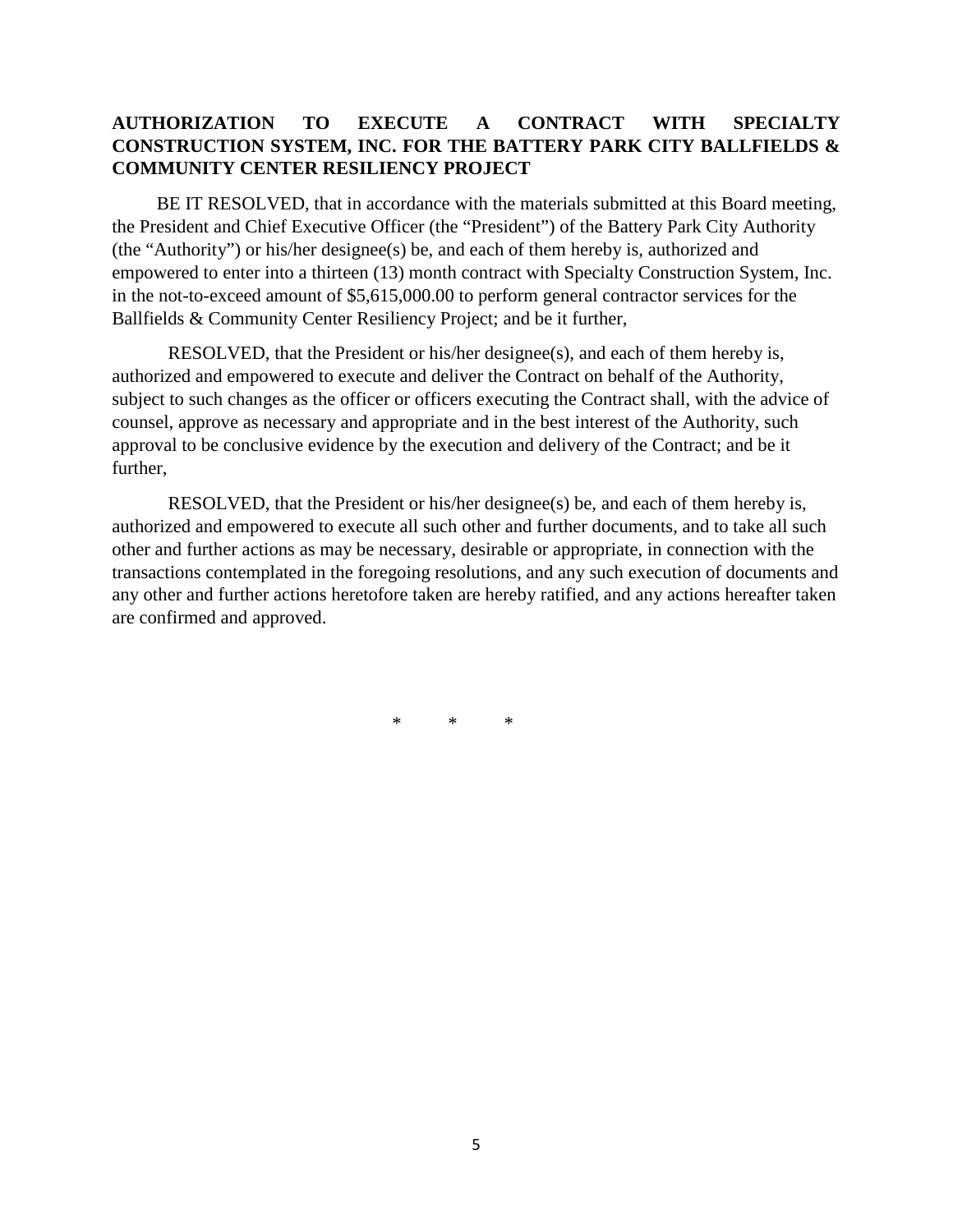**AUTHORIZATION TO EXECUTE A CONTRACT WITH SPECIALTY CONSTRUCTION SYSTEM, INC. FOR THE BATTERY PARK CITY BALLFIELDS & COMMUNITY CENTER RESILIENCY PROJECT**

BE IT RESOLVED, that in accordance with the materials submitted at this Board meeting, the President and Chief Executive Officer (the "President") of the Battery Park City Authority (the "Authority") or his/her designee(s) be, and each of them hereby is, authorized and empowered to enter into a thirteen (13) month contract with Specialty Construction System, Inc. in the not-to-exceed amount of $5,615,000.00 to perform general contractor services for the Ballfields & Community Center Resiliency Project; and be it further,

RESOLVED, that the President or his/her designee(s), and each of them hereby is, authorized and empowered to execute and deliver the Contract on behalf of the Authority, subject to such changes as the officer or officers executing the Contract shall, with the advice of counsel, approve as necessary and appropriate and in the best interest of the Authority, such approval to be conclusive evidence by the execution and delivery of the Contract; and be it further,

RESOLVED, that the President or his/her designee(s) be, and each of them hereby is, authorized and empowered to execute all such other and further documents, and to take all such other and further actions as may be necessary, desirable or appropriate, in connection with the transactions contemplated in the foregoing resolutions, and any such execution of documents and any other and further actions heretofore taken are hereby ratified, and any actions hereafter taken are confirmed and approved.

\* \* \*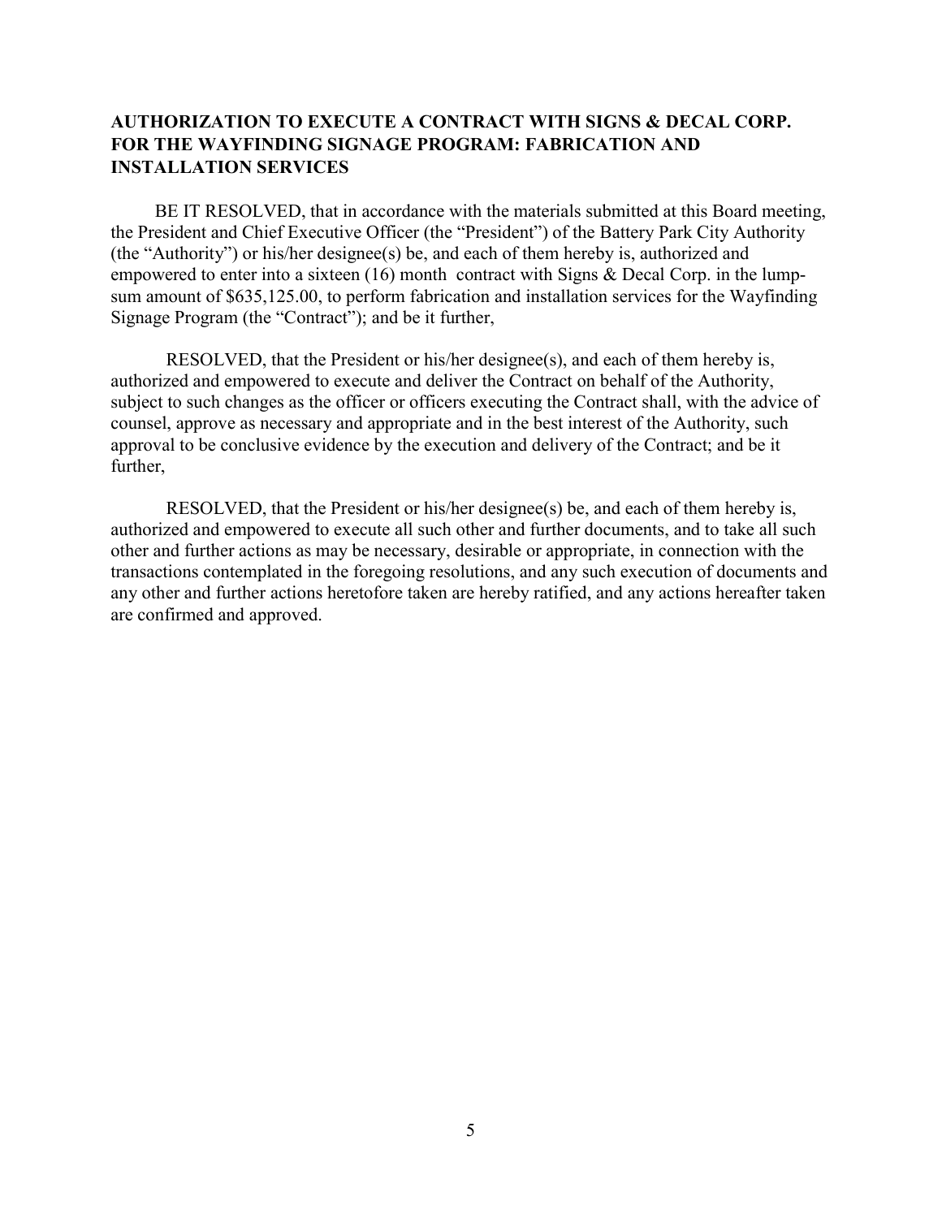**AUTHORIZATION TO EXECUTE A CONTRACT WITH SIGNS & DECAL CORP. FOR THE WAYFINDING SIGNAGE PROGRAM: FABRICATION AND INSTALLATION SERVICES**

BE IT RESOLVED, that in accordance with the materials submitted at this Board meeting, the President and Chief Executive Officer (the "President") of the Battery Park City Authority (the "Authority") or his/her designee(s) be, and each of them hereby is, authorized and empowered to enter into a sixteen (16) month contract with Signs & Decal Corp. in the lump-sum amount of $635,125.00, to perform fabrication and installation services for the Wayfinding Signage Program (the "Contract"); and be it further,

RESOLVED, that the President or his/her designee(s), and each of them hereby is, authorized and empowered to execute and deliver the Contract on behalf of the Authority, subject to such changes as the officer or officers executing the Contract shall, with the advice of counsel, approve as necessary and appropriate and in the best interest of the Authority, such approval to be conclusive evidence by the execution and delivery of the Contract; and be it further,

RESOLVED, that the President or his/her designee(s) be, and each of them hereby is, authorized and empowered to execute all such other and further documents, and to take all such other and further actions as may be necessary, desirable or appropriate, in connection with the transactions contemplated in the foregoing resolutions, and any such execution of documents and any other and further actions heretofore taken are hereby ratified, and any actions hereafter taken are confirmed and approved.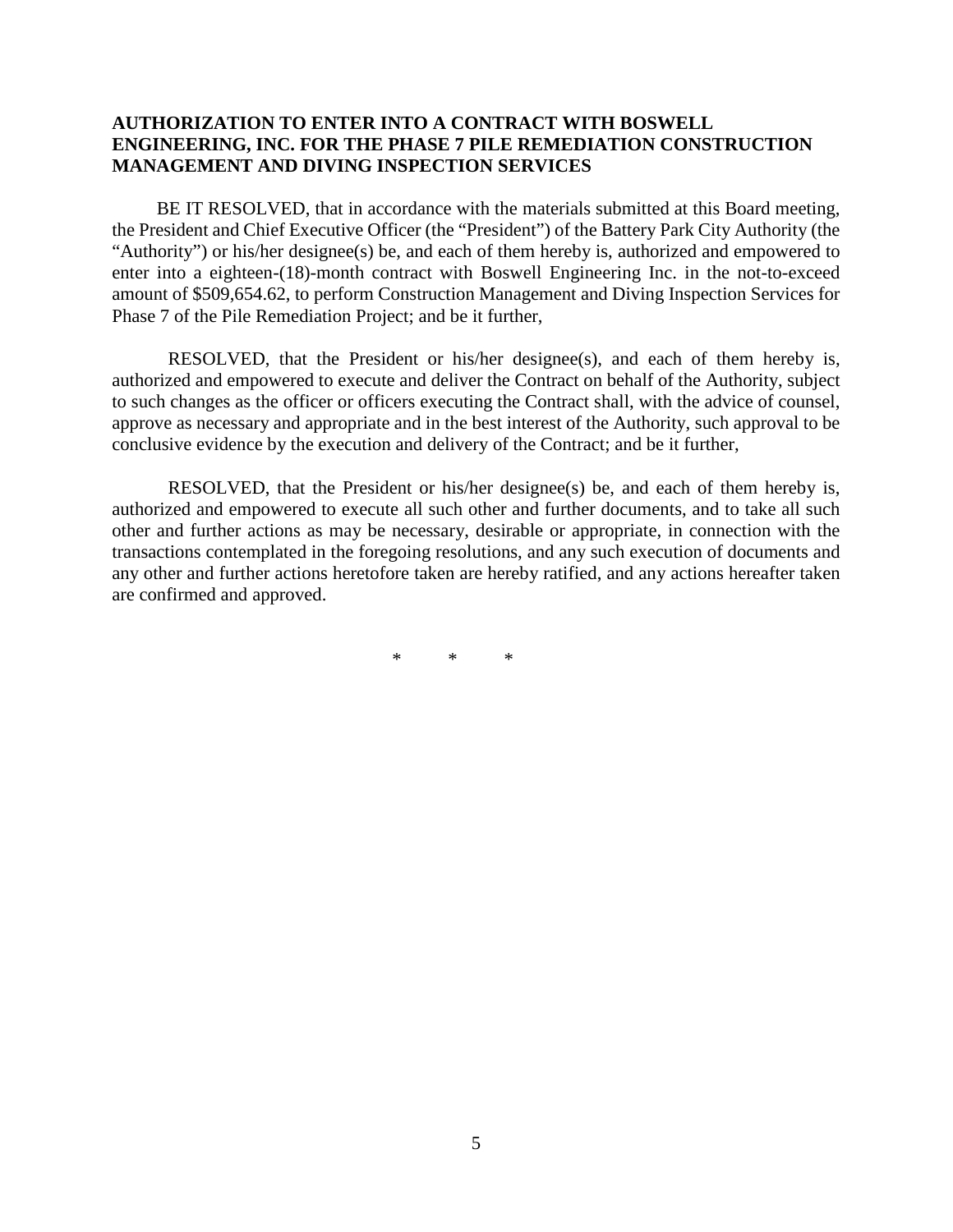**AUTHORIZATION TO ENTER INTO A CONTRACT WITH BOSWELL ENGINEERING, INC. FOR THE PHASE 7 PILE REMEDIATION CONSTRUCTION MANAGEMENT AND DIVING INSPECTION SERVICES**

BE IT RESOLVED, that in accordance with the materials submitted at this Board meeting, the President and Chief Executive Officer (the "President") of the Battery Park City Authority (the "Authority") or his/her designee(s) be, and each of them hereby is, authorized and empowered to enter into a eighteen-(18)-month contract with Boswell Engineering Inc. in the not-to-exceed amount of $509,654.62, to perform Construction Management and Diving Inspection Services for Phase 7 of the Pile Remediation Project; and be it further,

RESOLVED, that the President or his/her designee(s), and each of them hereby is, authorized and empowered to execute and deliver the Contract on behalf of the Authority, subject to such changes as the officer or officers executing the Contract shall, with the advice of counsel, approve as necessary and appropriate and in the best interest of the Authority, such approval to be conclusive evidence by the execution and delivery of the Contract; and be it further,

RESOLVED, that the President or his/her designee(s) be, and each of them hereby is, authorized and empowered to execute all such other and further documents, and to take all such other and further actions as may be necessary, desirable or appropriate, in connection with the transactions contemplated in the foregoing resolutions, and any such execution of documents and any other and further actions heretofore taken are hereby ratified, and any actions hereafter taken are confirmed and approved.

\* \* \*